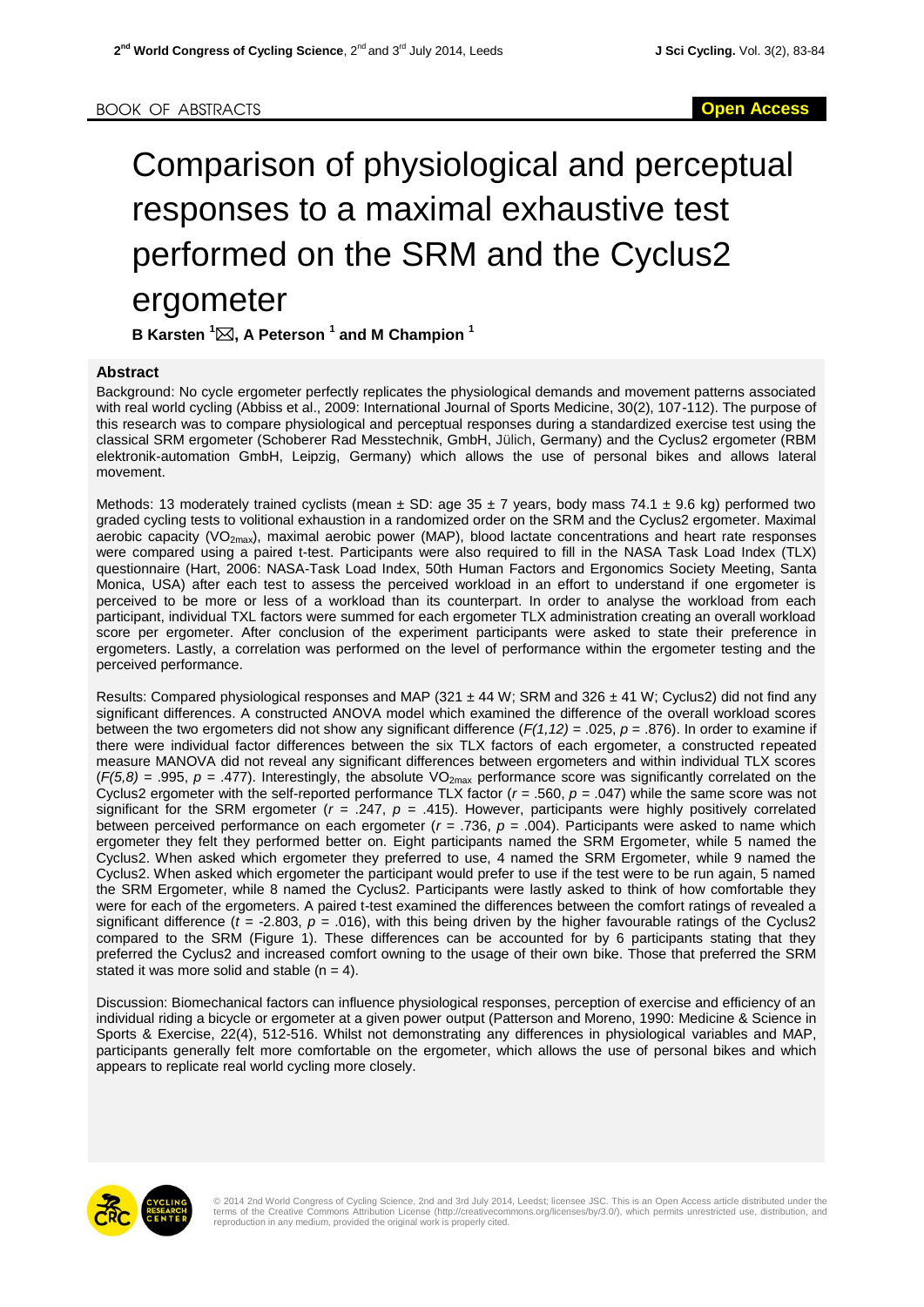BOOK OF ABSTRACTS

**Open Access**

# Comparison of physiological and perceptual responses to a maximal exhaustive test performed on the SRM and the Cyclus2 ergometer

**B Karsten [1]✉, A Peterson [1] and M Champion [1]**

## Abstract

Background: No cycle ergometer perfectly replicates the physiological demands and movement patterns associated with real world cycling (Abbiss et al., 2009: International Journal of Sports Medicine, 30(2), 107-112). The purpose of this research was to compare physiological and perceptual responses during a standardized exercise test using the classical SRM ergometer (Schoberer Rad Messtechnik, GmbH, Jülich, Germany) and the Cyclus2 ergometer (RBM elektronik-automation GmbH, Leipzig, Germany) which allows the use of personal bikes and allows lateral movement.

Methods: 13 moderately trained cyclists (mean ± SD: age 35 ± 7 years, body mass 74.1 ± 9.6 kg) performed two graded cycling tests to volitional exhaustion in a randomized order on the SRM and the Cyclus2 ergometer. Maximal aerobic capacity ($VO_{2max}$), maximal aerobic power (MAP), blood lactate concentrations and heart rate responses were compared using a paired t-test. Participants were also required to fill in the NASA Task Load Index (TLX) questionnaire (Hart, 2006: NASA-Task Load Index, 50th Human Factors and Ergonomics Society Meeting, Santa Monica, USA) after each test to assess the perceived workload in an effort to understand if one ergometer is perceived to be more or less of a workload than its counterpart. In order to analyse the workload from each participant, individual TXL factors were summed for each ergometer TLX administration creating an overall workload score per ergometer. After conclusion of the experiment participants were asked to state their preference in ergometers. Lastly, a correlation was performed on the level of performance within the ergometer testing and the perceived performance.

Results: Compared physiological responses and MAP (321 ± 44 W; SRM and 326 ± 41 W; Cyclus2) did not find any significant differences. A constructed ANOVA model which examined the difference of the overall workload scores between the two ergometers did not show any significant difference ($F(1,12)$ = .025, $p$ = .876). In order to examine if there were individual factor differences between the six TLX factors of each ergometer, a constructed repeated measure MANOVA did not reveal any significant differences between ergometers and within individual TLX scores ($F(5,8)$ = .995, $p$ = .477). Interestingly, the absolute $VO_{2max}$ performance score was significantly correlated on the Cyclus2 ergometer with the self-reported performance TLX factor ($r$ = .560, $p$ = .047) while the same score was not significant for the SRM ergometer ($r$ = .247, $p$ = .415). However, participants were highly positively correlated between perceived performance on each ergometer ($r$ = .736, $p$ = .004). Participants were asked to name which ergometer they felt they performed better on. Eight participants named the SRM Ergometer, while 5 named the Cyclus2. When asked which ergometer they preferred to use, 4 named the SRM Ergometer, while 9 named the Cyclus2. When asked which ergometer the participant would prefer to use if the test were to be run again, 5 named the SRM Ergometer, while 8 named the Cyclus2. Participants were lastly asked to think of how comfortable they were for each of the ergometers. A paired t-test examined the differences between the comfort ratings of revealed a significant difference ($t$ = -2.803, $p$ = .016), with this being driven by the higher favourable ratings of the Cyclus2 compared to the SRM (Figure 1). These differences can be accounted for by 6 participants stating that they preferred the Cyclus2 and increased comfort owning to the usage of their own bike. Those that preferred the SRM stated it was more solid and stable (n = 4).

Discussion: Biomechanical factors can influence physiological responses, perception of exercise and efficiency of an individual riding a bicycle or ergometer at a given power output (Patterson and Moreno, 1990: Medicine & Science in Sports & Exercise, 22(4), 512-516. Whilst not demonstrating any differences in physiological variables and MAP, participants generally felt more comfortable on the ergometer, which allows the use of personal bikes and which appears to replicate real world cycling more closely.

© 2014 2nd World Congress of Cycling Science, 2nd and 3rd July 2014, Leedst; licensee JSC. This is an Open Access article distributed under the terms of the Creative Commons Attribution License (http://creativecommons.org/licenses/by/3.0/), which permits unrestricted use, distribution, and reproduction in any medium, provided the original work is properly cited.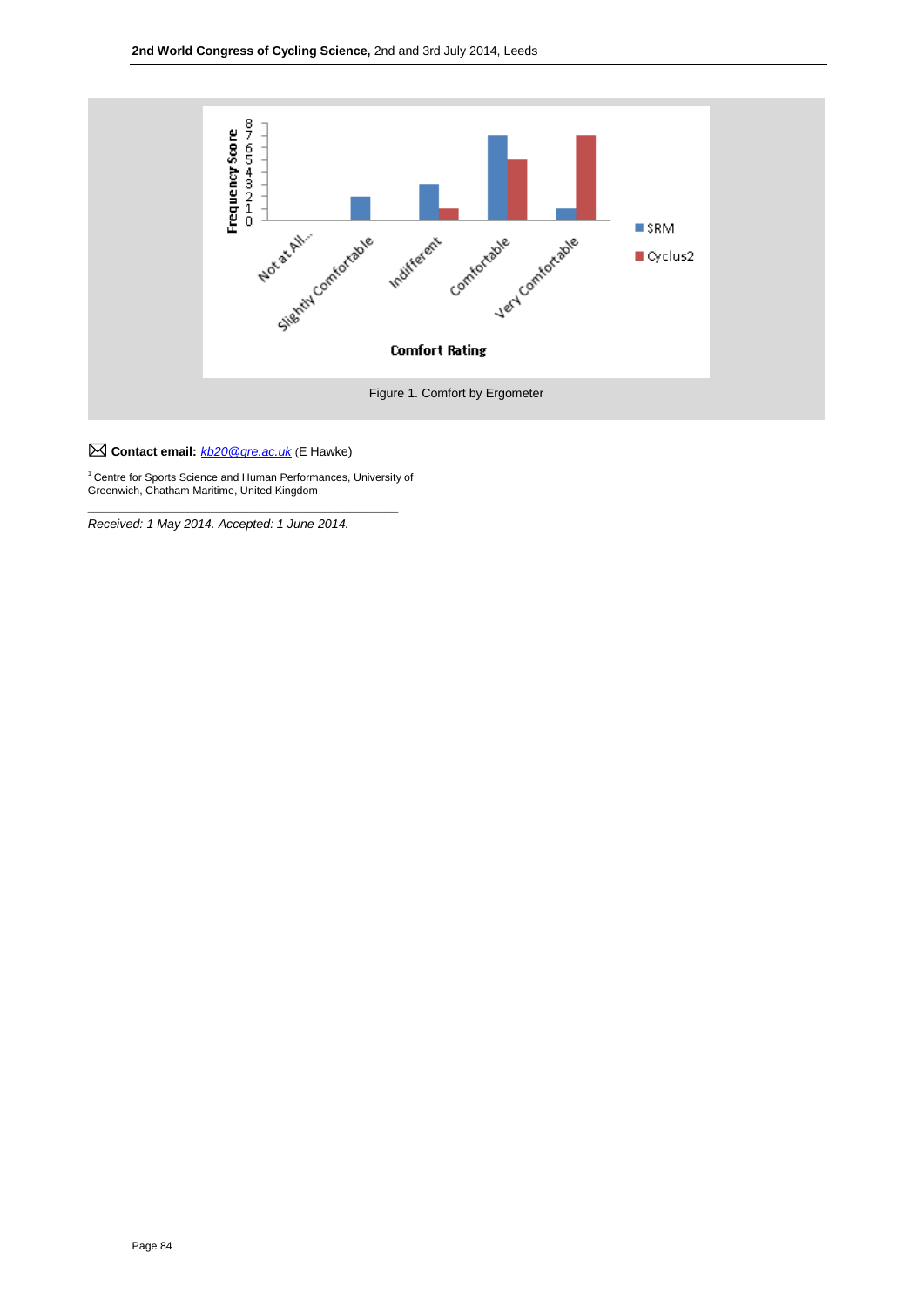Frequency Score

8
7
6
5
4
3
2
1
0

Not at All...
Slightly Comfortable
Indifferent
Comfortable
Very Comfortable

Comfort Rating

SRM
Cyclus2

Figure 1. Comfort by Ergometer

✉ **Contact email:** *kb20@gre.ac.uk* (E Hawke)

[1] Centre for Sports Science and Human Performances, University of Greenwich, Chatham Maritime, United Kingdom

---

*Received: 1 May 2014. Accepted: 1 June 2014.*